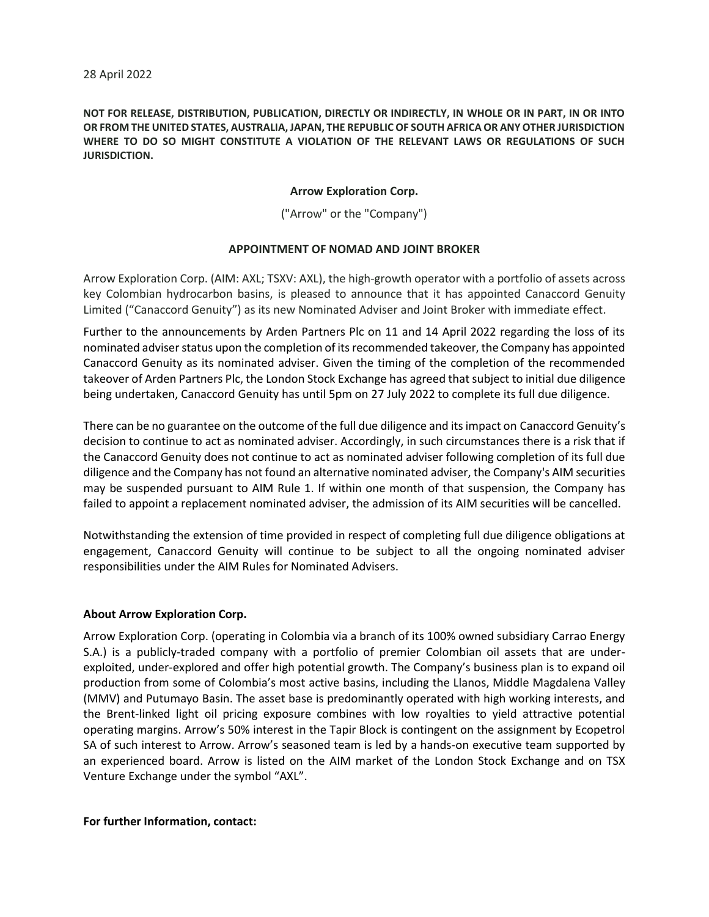28 April 2022

**NOT FOR RELEASE, DISTRIBUTION, PUBLICATION, DIRECTLY OR INDIRECTLY, IN WHOLE OR IN PART, IN OR INTO OR FROM THE UNITED STATES, AUSTRALIA, JAPAN, THE REPUBLIC OF SOUTH AFRICA OR ANY OTHER JURISDICTION WHERE TO DO SO MIGHT CONSTITUTE A VIOLATION OF THE RELEVANT LAWS OR REGULATIONS OF SUCH JURISDICTION.**

**Arrow Exploration Corp.**

("Arrow" or the "Company")

## APPOINTMENT OF NOMAD AND JOINT BROKER

Arrow Exploration Corp. (AIM: AXL; TSXV: AXL), the high-growth operator with a portfolio of assets across key Colombian hydrocarbon basins, is pleased to announce that it has appointed Canaccord Genuity Limited ("Canaccord Genuity") as its new Nominated Adviser and Joint Broker with immediate effect.

Further to the announcements by Arden Partners Plc on 11 and 14 April 2022 regarding the loss of its nominated adviser status upon the completion of its recommended takeover, the Company has appointed Canaccord Genuity as its nominated adviser. Given the timing of the completion of the recommended takeover of Arden Partners Plc, the London Stock Exchange has agreed that subject to initial due diligence being undertaken, Canaccord Genuity has until 5pm on 27 July 2022 to complete its full due diligence.

There can be no guarantee on the outcome of the full due diligence and its impact on Canaccord Genuity's decision to continue to act as nominated adviser. Accordingly, in such circumstances there is a risk that if the Canaccord Genuity does not continue to act as nominated adviser following completion of its full due diligence and the Company has not found an alternative nominated adviser, the Company's AIM securities may be suspended pursuant to AIM Rule 1. If within one month of that suspension, the Company has failed to appoint a replacement nominated adviser, the admission of its AIM securities will be cancelled.

Notwithstanding the extension of time provided in respect of completing full due diligence obligations at engagement, Canaccord Genuity will continue to be subject to all the ongoing nominated adviser responsibilities under the AIM Rules for Nominated Advisers.

**About Arrow Exploration Corp.**

Arrow Exploration Corp. (operating in Colombia via a branch of its 100% owned subsidiary Carrao Energy S.A.) is a publicly-traded company with a portfolio of premier Colombian oil assets that are under-exploited, under-explored and offer high potential growth. The Company's business plan is to expand oil production from some of Colombia's most active basins, including the Llanos, Middle Magdalena Valley (MMV) and Putumayo Basin. The asset base is predominantly operated with high working interests, and the Brent-linked light oil pricing exposure combines with low royalties to yield attractive potential operating margins. Arrow's 50% interest in the Tapir Block is contingent on the assignment by Ecopetrol SA of such interest to Arrow. Arrow's seasoned team is led by a hands-on executive team supported by an experienced board. Arrow is listed on the AIM market of the London Stock Exchange and on TSX Venture Exchange under the symbol "AXL".

**For further Information, contact:**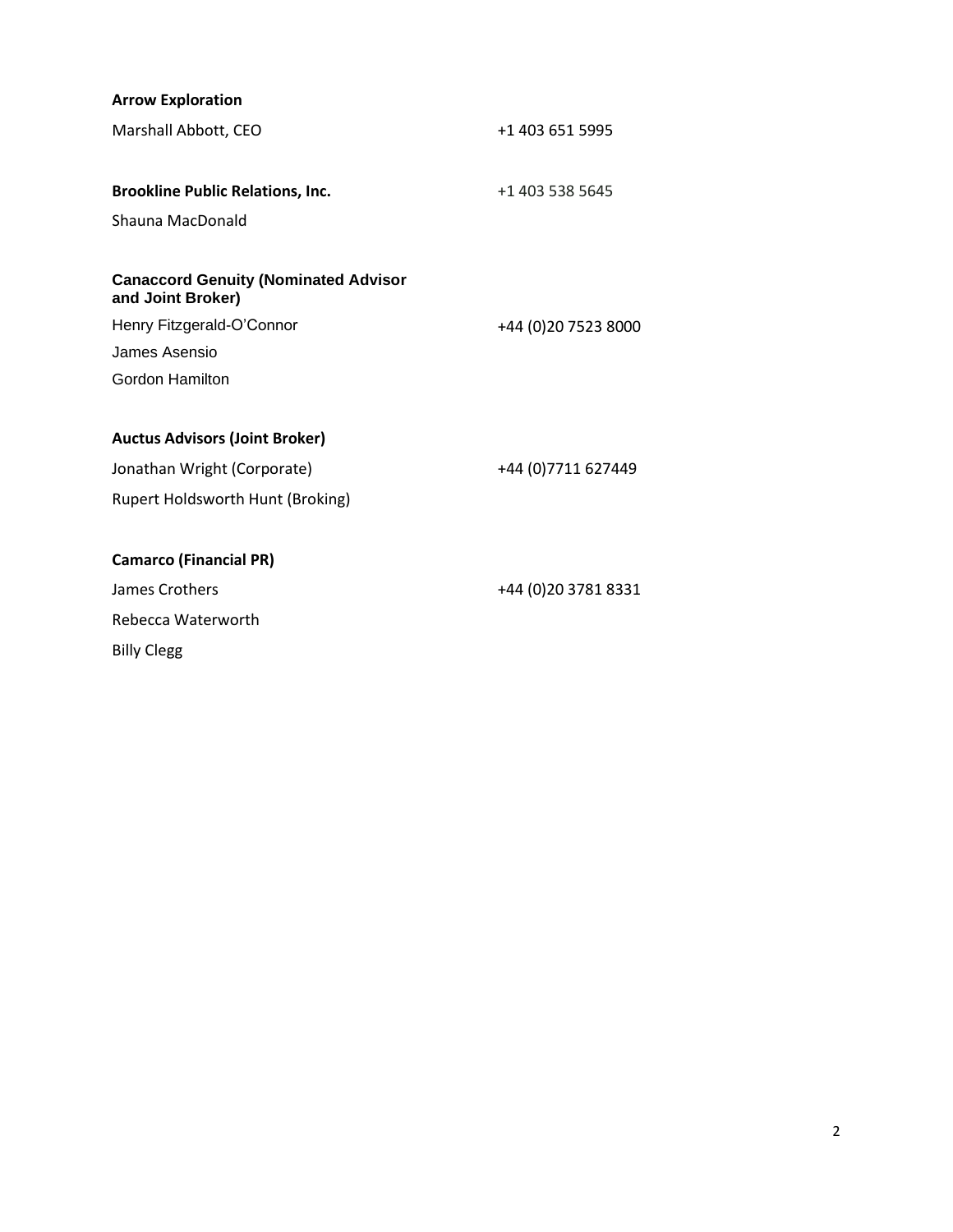**Arrow Exploration**

Marshall Abbott, CEO +1 403 651 5995

**Brookline Public Relations, Inc.** +1 403 538 5645

Shauna MacDonald

**Canaccord Genuity (Nominated Advisor and Joint Broker)**

Henry Fitzgerald-O'Connor +44 (0)20 7523 8000

James Asensio

Gordon Hamilton

**Auctus Advisors (Joint Broker)**

Jonathan Wright (Corporate) +44 (0)7711 627449

Rupert Holdsworth Hunt (Broking)

**Camarco (Financial PR)**

James Crothers +44 (0)20 3781 8331

Rebecca Waterworth

Billy Clegg